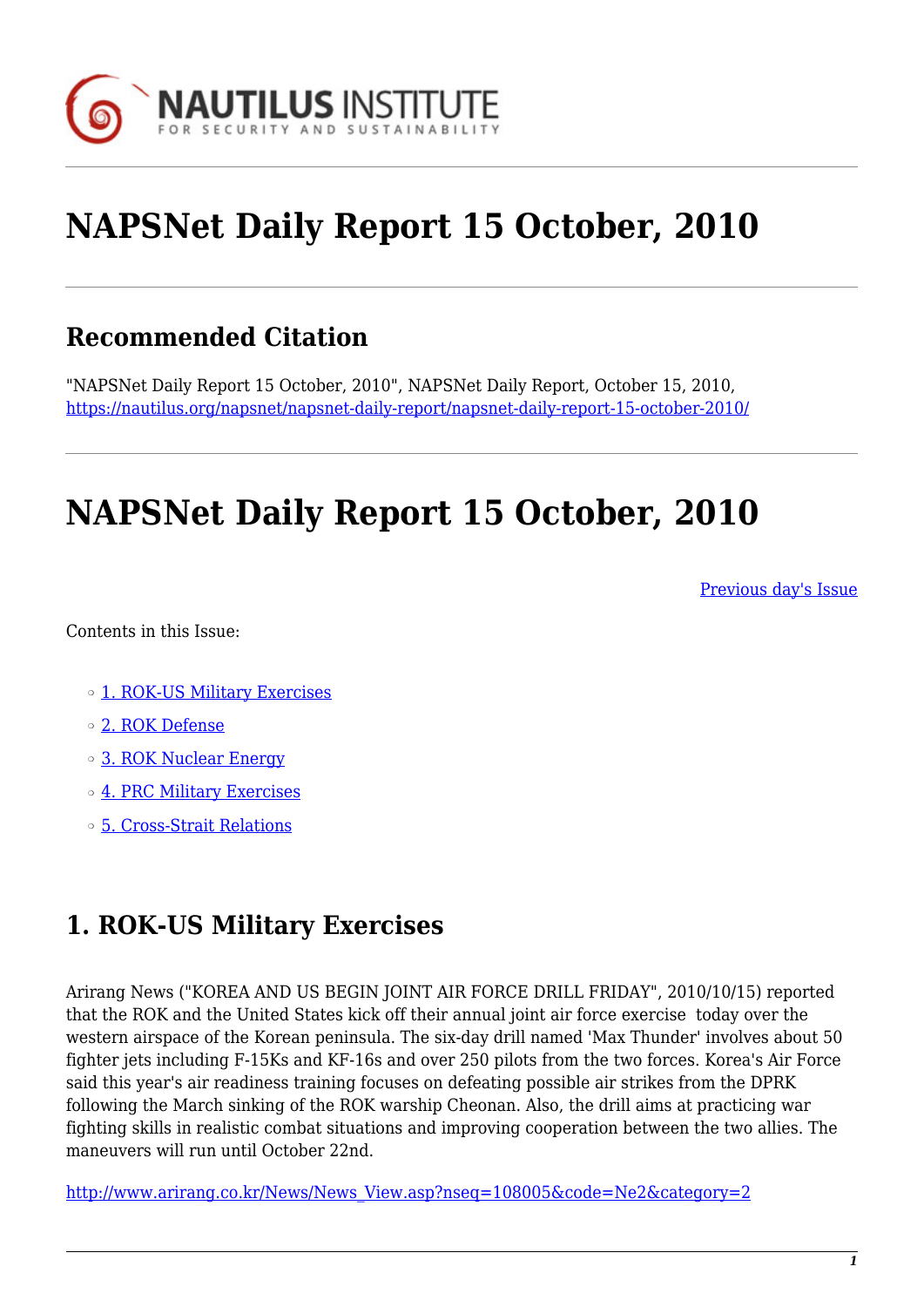# NAPSNet Daily Report 15 October, 2010

## Recommended Citation

"NAPSNet Daily Report 15 October, 2010", NAPSNet Daily Report, October 15, 2010, https://nautilus.org/napsnet/napsnet-daily-report/napsnet-daily-report-15-october-2010/

# NAPSNet Daily Report 15 October, 2010

Previous day's Issue

Contents in this Issue:

- 1. ROK-US Military Exercises
- 2. ROK Defense
- 3. ROK Nuclear Energy
- 4. PRC Military Exercises
- 5. Cross-Strait Relations

## 1. ROK-US Military Exercises

Arirang News ("KOREA AND US BEGIN JOINT AIR FORCE DRILL FRIDAY", 2010/10/15) reported that the ROK and the United States kick off their annual joint air force exercise today over the western airspace of the Korean peninsula. The six-day drill named 'Max Thunder' involves about 50 fighter jets including F-15Ks and KF-16s and over 250 pilots from the two forces. Korea's Air Force said this year's air readiness training focuses on defeating possible air strikes from the DPRK following the March sinking of the ROK warship Cheonan. Also, the drill aims at practicing war fighting skills in realistic combat situations and improving cooperation between the two allies. The maneuvers will run until October 22nd.

http://www.arirang.co.kr/News/News_View.asp?nseq=108005&code=Ne2&category=2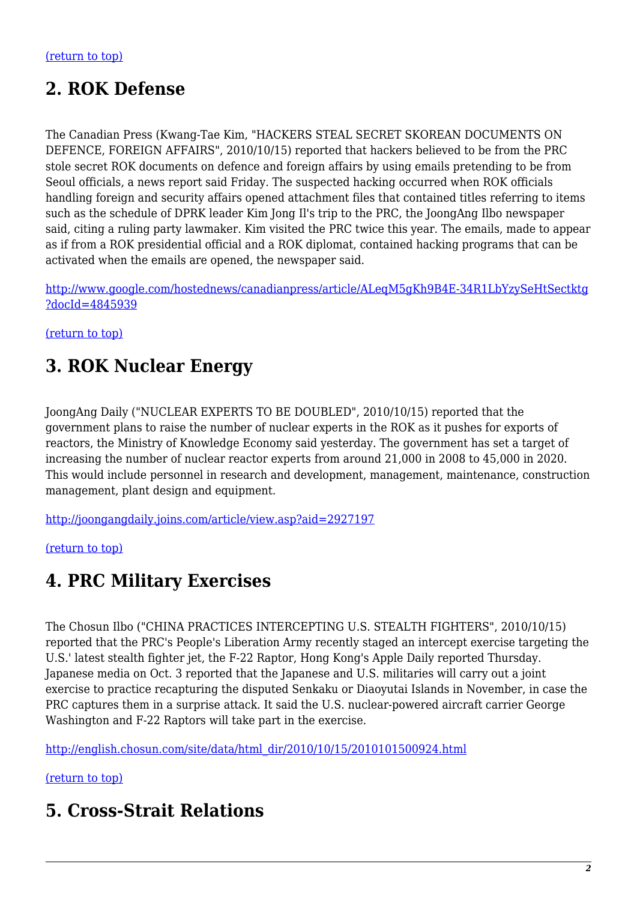(return to top)

## 2. ROK Defense

The Canadian Press (Kwang-Tae Kim, "HACKERS STEAL SECRET SKOREAN DOCUMENTS ON DEFENCE, FOREIGN AFFAIRS", 2010/10/15) reported that hackers believed to be from the PRC stole secret ROK documents on defence and foreign affairs by using emails pretending to be from Seoul officials, a news report said Friday. The suspected hacking occurred when ROK officials handling foreign and security affairs opened attachment files that contained titles referring to items such as the schedule of DPRK leader Kim Jong Il's trip to the PRC, the JoongAng Ilbo newspaper said, citing a ruling party lawmaker. Kim visited the PRC twice this year. The emails, made to appear as if from a ROK presidential official and a ROK diplomat, contained hacking programs that can be activated when the emails are opened, the newspaper said.

http://www.google.com/hostednews/canadianpress/article/ALeqM5gKh9B4E-34R1LbYzySeHtSectktg?docId=4845939

(return to top)

## 3. ROK Nuclear Energy

JoongAng Daily ("NUCLEAR EXPERTS TO BE DOUBLED", 2010/10/15) reported that the government plans to raise the number of nuclear experts in the ROK as it pushes for exports of reactors, the Ministry of Knowledge Economy said yesterday. The government has set a target of increasing the number of nuclear reactor experts from around 21,000 in 2008 to 45,000 in 2020. This would include personnel in research and development, management, maintenance, construction management, plant design and equipment.

http://joongangdaily.joins.com/article/view.asp?aid=2927197

(return to top)

## 4. PRC Military Exercises

The Chosun Ilbo ("CHINA PRACTICES INTERCEPTING U.S. STEALTH FIGHTERS", 2010/10/15) reported that the PRC's People's Liberation Army recently staged an intercept exercise targeting the U.S.' latest stealth fighter jet, the F-22 Raptor, Hong Kong's Apple Daily reported Thursday. Japanese media on Oct. 3 reported that the Japanese and U.S. militaries will carry out a joint exercise to practice recapturing the disputed Senkaku or Diaoyutai Islands in November, in case the PRC captures them in a surprise attack. It said the U.S. nuclear-powered aircraft carrier George Washington and F-22 Raptors will take part in the exercise.

http://english.chosun.com/site/data/html_dir/2010/10/15/2010101500924.html

(return to top)

## 5. Cross-Strait Relations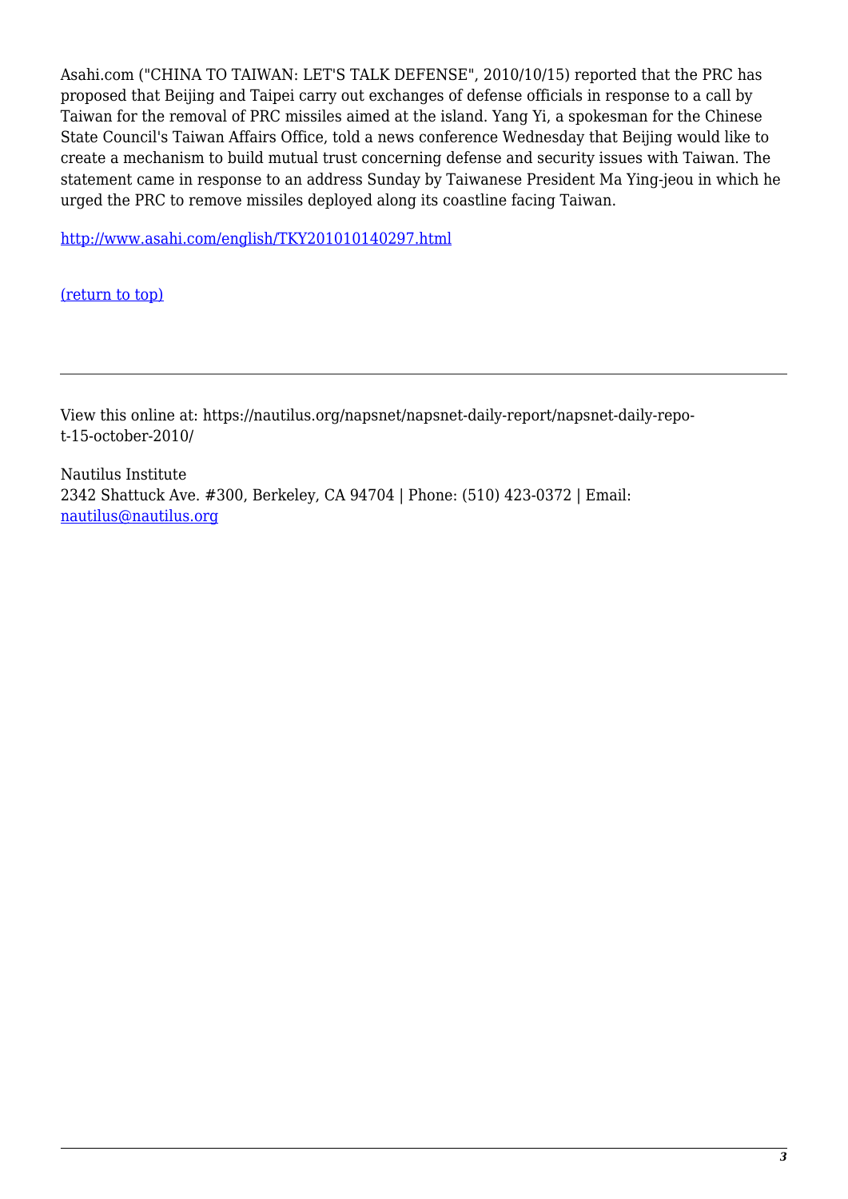Asahi.com ("CHINA TO TAIWAN: LET'S TALK DEFENSE", 2010/10/15) reported that the PRC has proposed that Beijing and Taipei carry out exchanges of defense officials in response to a call by Taiwan for the removal of PRC missiles aimed at the island. Yang Yi, a spokesman for the Chinese State Council's Taiwan Affairs Office, told a news conference Wednesday that Beijing would like to create a mechanism to build mutual trust concerning defense and security issues with Taiwan. The statement came in response to an address Sunday by Taiwanese President Ma Ying-jeou in which he urged the PRC to remove missiles deployed along its coastline facing Taiwan.

http://www.asahi.com/english/TKY201010140297.html

(return to top)

---

View this online at: https://nautilus.org/napsnet/napsnet-daily-report/napsnet-daily-report-15-october-2010/

Nautilus Institute
2342 Shattuck Ave. #300, Berkeley, CA 94704 | Phone: (510) 423-0372 | Email: nautilus@nautilus.org